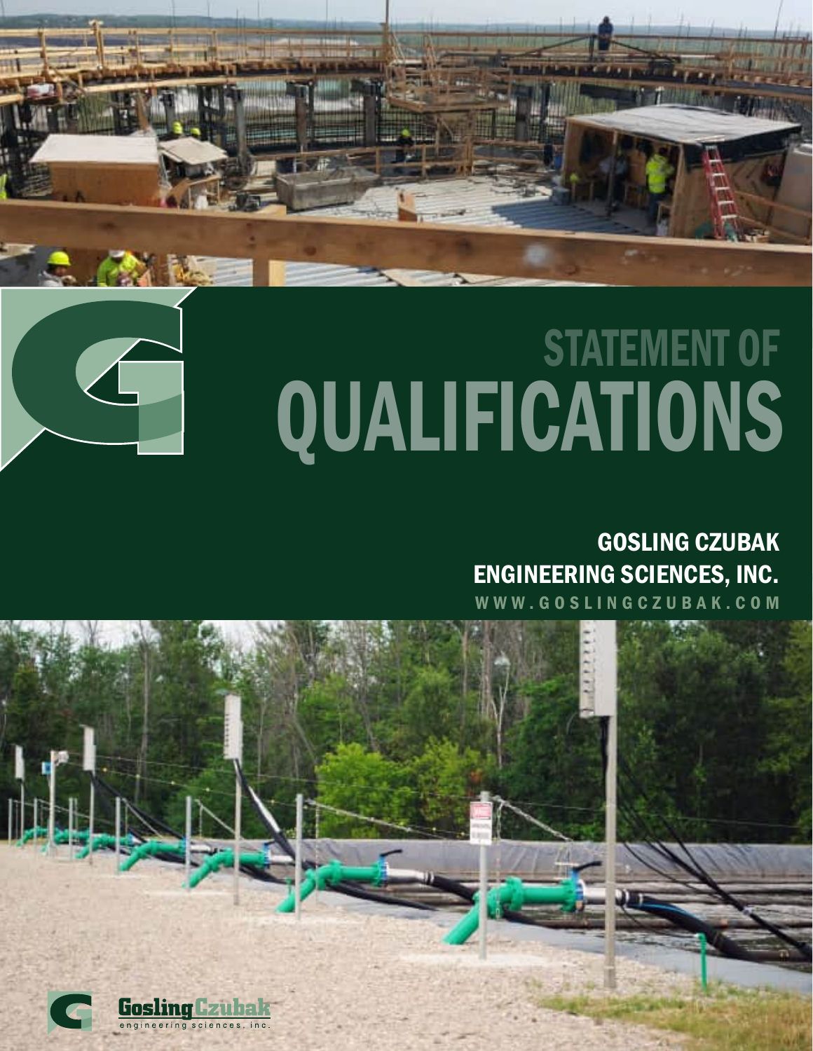# STATEMENT OF QUALIFICATIONS

## GOSLING CZUBAK ENGINEERING SCIENCES, INC.

WWW.GOSLINGCZUBAK.COM

Gosling Czubak engineering sciences, inc.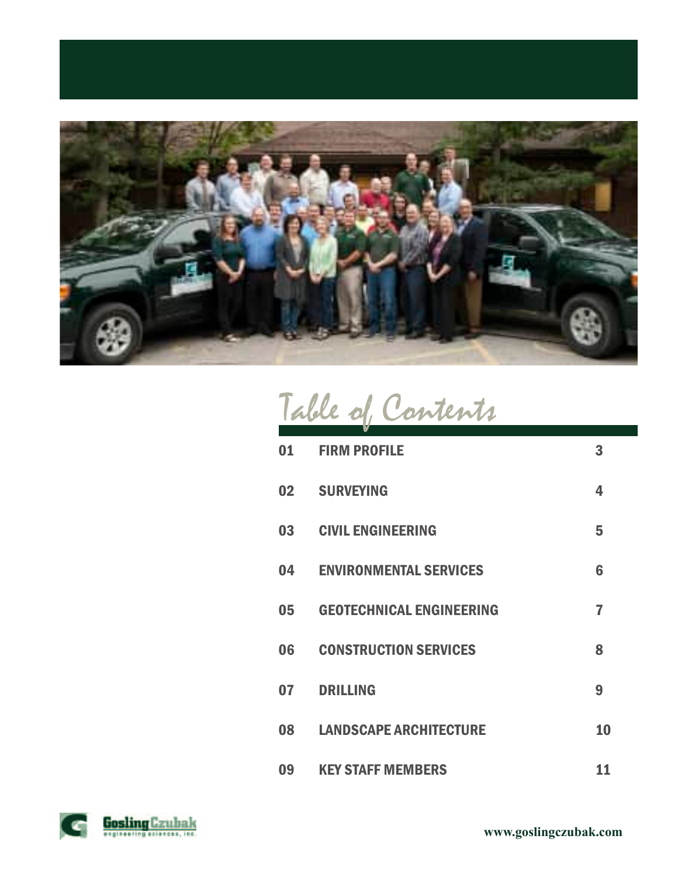# Table of Contents

| | | |
|---|---|---|
| 01 | FIRM PROFILE | 3 |
| 02 | SURVEYING | 4 |
| 03 | CIVIL ENGINEERING | 5 |
| 04 | ENVIRONMENTAL SERVICES | 6 |
| 05 | GEOTECHNICAL ENGINEERING | 7 |
| 06 | CONSTRUCTION SERVICES | 8 |
| 07 | DRILLING | 9 |
| 08 | LANDSCAPE ARCHITECTURE | 10 |
| 09 | KEY STAFF MEMBERS | 11 |

GoslingCzubak engineering sciences, inc.

www.goslingczubak.com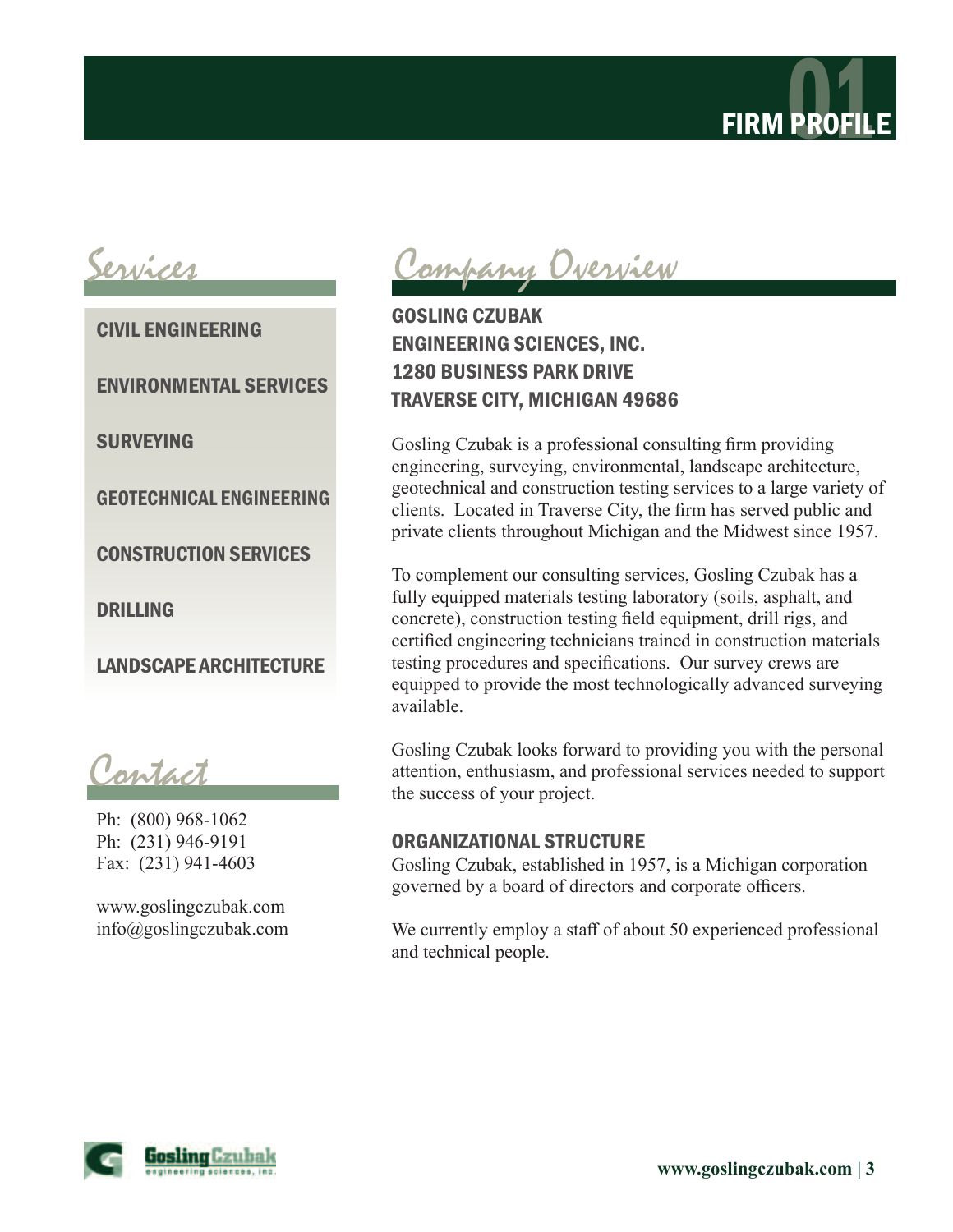# 01 FIRM PROFILE

## Services

- CIVIL ENGINEERING
- ENVIRONMENTAL SERVICES
- SURVEYING
- GEOTECHNICAL ENGINEERING
- CONSTRUCTION SERVICES
- DRILLING
- LANDSCAPE ARCHITECTURE

## Contact

Ph: (800) 968-1062
Ph: (231) 946-9191
Fax: (231) 941-4603

www.goslingczubak.com
info@goslingczubak.com

## Company Overview

**GOSLING CZUBAK**
**ENGINEERING SCIENCES, INC.**
**1280 BUSINESS PARK DRIVE**
**TRAVERSE CITY, MICHIGAN 49686**

Gosling Czubak is a professional consulting firm providing engineering, surveying, environmental, landscape architecture, geotechnical and construction testing services to a large variety of clients. Located in Traverse City, the firm has served public and private clients throughout Michigan and the Midwest since 1957.

To complement our consulting services, Gosling Czubak has a fully equipped materials testing laboratory (soils, asphalt, and concrete), construction testing field equipment, drill rigs, and certified engineering technicians trained in construction materials testing procedures and specifications. Our survey crews are equipped to provide the most technologically advanced surveying available.

Gosling Czubak looks forward to providing you with the personal attention, enthusiasm, and professional services needed to support the success of your project.

### ORGANIZATIONAL STRUCTURE

Gosling Czubak, established in 1957, is a Michigan corporation governed by a board of directors and corporate officers.

We currently employ a staff of about 50 experienced professional and technical people.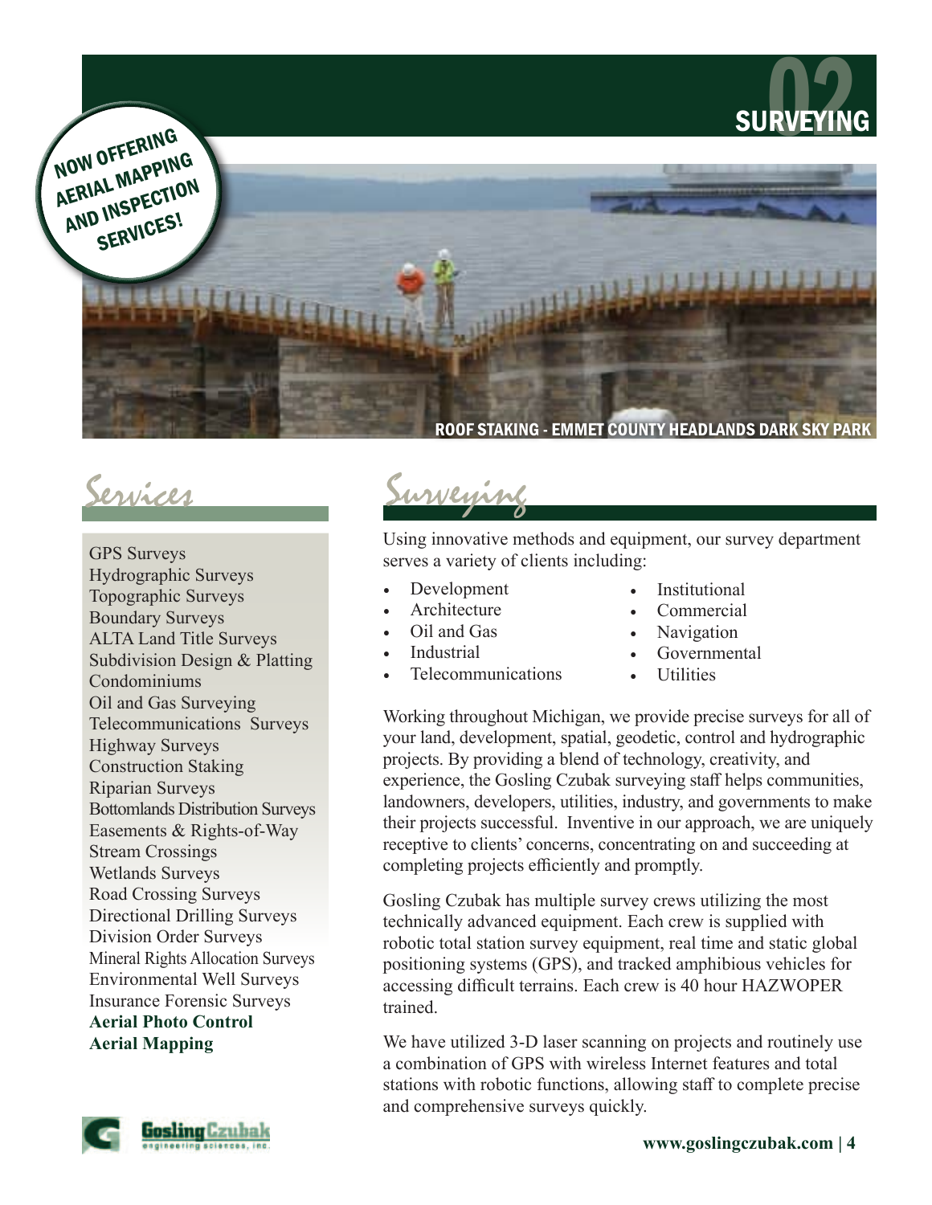# 02 SURVEYING

NOW OFFERING AERIAL MAPPING AND INSPECTION SERVICES!

ROOF STAKING - EMMET COUNTY HEADLANDS DARK SKY PARK

## Services

GPS Surveys
Hydrographic Surveys
Topographic Surveys
Boundary Surveys
ALTA Land Title Surveys
Subdivision Design & Platting
Condominiums
Oil and Gas Surveying
Telecommunications Surveys
Highway Surveys
Construction Staking
Riparian Surveys
Bottomlands Distribution Surveys
Easements & Rights-of-Way
Stream Crossings
Wetlands Surveys
Road Crossing Surveys
Directional Drilling Surveys
Division Order Surveys
Mineral Rights Allocation Surveys
Environmental Well Surveys
Insurance Forensic Surveys
**Aerial Photo Control**
**Aerial Mapping**

## Surveying

Using innovative methods and equipment, our survey department serves a variety of clients including:

- Development
- Architecture
- Oil and Gas
- Industrial
- Telecommunications
- Institutional
- Commercial
- Navigation
- Governmental
- Utilities

Working throughout Michigan, we provide precise surveys for all of your land, development, spatial, geodetic, control and hydrographic projects. By providing a blend of technology, creativity, and experience, the Gosling Czubak surveying staff helps communities, landowners, developers, utilities, industry, and governments to make their projects successful. Inventive in our approach, we are uniquely receptive to clients' concerns, concentrating on and succeeding at completing projects efficiently and promptly.

Gosling Czubak has multiple survey crews utilizing the most technically advanced equipment. Each crew is supplied with robotic total station survey equipment, real time and static global positioning systems (GPS), and tracked amphibious vehicles for accessing difficult terrains. Each crew is 40 hour HAZWOPER trained.

We have utilized 3-D laser scanning on projects and routinely use a combination of GPS with wireless Internet features and total stations with robotic functions, allowing staff to complete precise and comprehensive surveys quickly.

Gosling Czubak engineering sciences, inc.

www.goslingczubak.com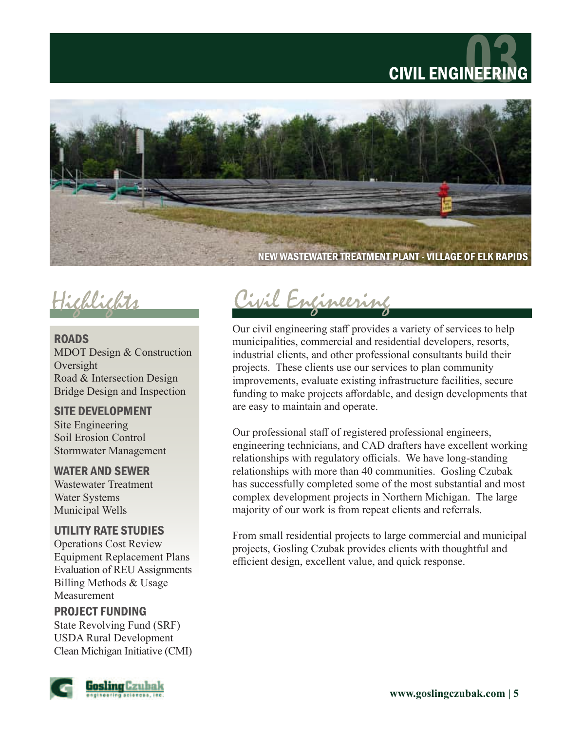# 03 CIVIL ENGINEERING

NEW WASTEWATER TREATMENT PLANT - VILLAGE OF ELK RAPIDS

## Highlights

**ROADS**
MDOT Design & Construction Oversight
Road & Intersection Design
Bridge Design and Inspection

**SITE DEVELOPMENT**
Site Engineering
Soil Erosion Control
Stormwater Management

**WATER AND SEWER**
Wastewater Treatment
Water Systems
Municipal Wells

**UTILITY RATE STUDIES**
Operations Cost Review
Equipment Replacement Plans
Evaluation of REU Assignments
Billing Methods & Usage Measurement

**PROJECT FUNDING**
State Revolving Fund (SRF)
USDA Rural Development
Clean Michigan Initiative (CMI)

## Civil Engineering

Our civil engineering staff provides a variety of services to help municipalities, commercial and residential developers, resorts, industrial clients, and other professional consultants build their projects. These clients use our services to plan community improvements, evaluate existing infrastructure facilities, secure funding to make projects affordable, and design developments that are easy to maintain and operate.

Our professional staff of registered professional engineers, engineering technicians, and CAD drafters have excellent working relationships with regulatory officials. We have long-standing relationships with more than 40 communities. Gosling Czubak has successfully completed some of the most substantial and most complex development projects in Northern Michigan. The large majority of our work is from repeat clients and referrals.

From small residential projects to large commercial and municipal projects, Gosling Czubak provides clients with thoughtful and efficient design, excellent value, and quick response.

Gosling Czubak engineering sciences, inc.

www.goslingczubak.com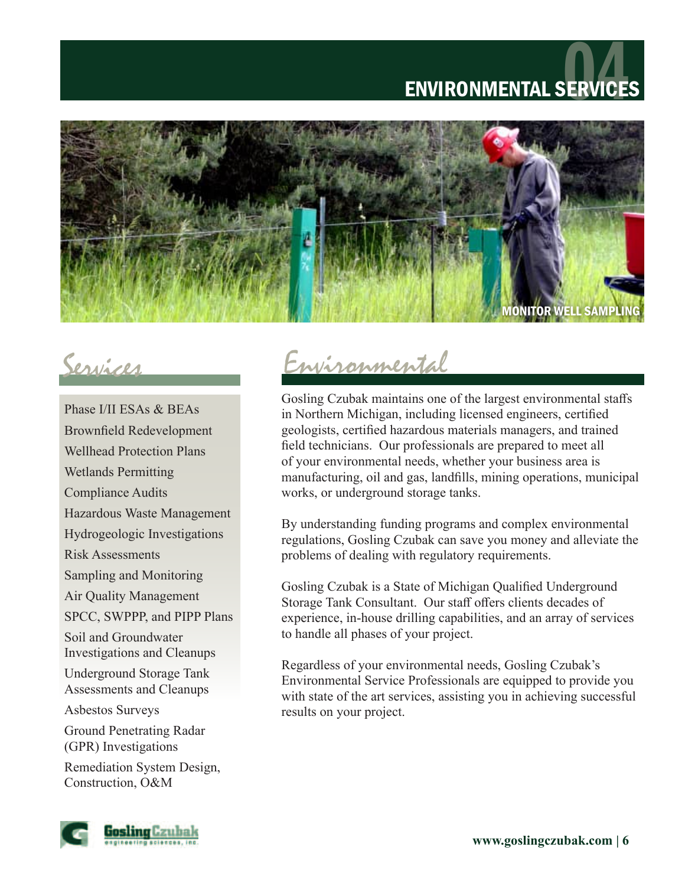# 04 ENVIRONMENTAL SERVICES

MONITOR WELL SAMPLING

## Services

- Phase I/II ESAs & BEAs
- Brownfield Redevelopment
- Wellhead Protection Plans
- Wetlands Permitting
- Compliance Audits
- Hazardous Waste Management
- Hydrogeologic Investigations
- Risk Assessments
- Sampling and Monitoring
- Air Quality Management
- SPCC, SWPPP, and PIPP Plans
- Soil and Groundwater Investigations and Cleanups
- Underground Storage Tank Assessments and Cleanups
- Asbestos Surveys
- Ground Penetrating Radar (GPR) Investigations
- Remediation System Design, Construction, O&M

## Environmental

Gosling Czubak maintains one of the largest environmental staffs in Northern Michigan, including licensed engineers, certified geologists, certified hazardous materials managers, and trained field technicians. Our professionals are prepared to meet all of your environmental needs, whether your business area is manufacturing, oil and gas, landfills, mining operations, municipal works, or underground storage tanks.

By understanding funding programs and complex environmental regulations, Gosling Czubak can save you money and alleviate the problems of dealing with regulatory requirements.

Gosling Czubak is a State of Michigan Qualified Underground Storage Tank Consultant. Our staff offers clients decades of experience, in-house drilling capabilities, and an array of services to handle all phases of your project.

Regardless of your environmental needs, Gosling Czubak's Environmental Service Professionals are equipped to provide you with state of the art services, assisting you in achieving successful results on your project.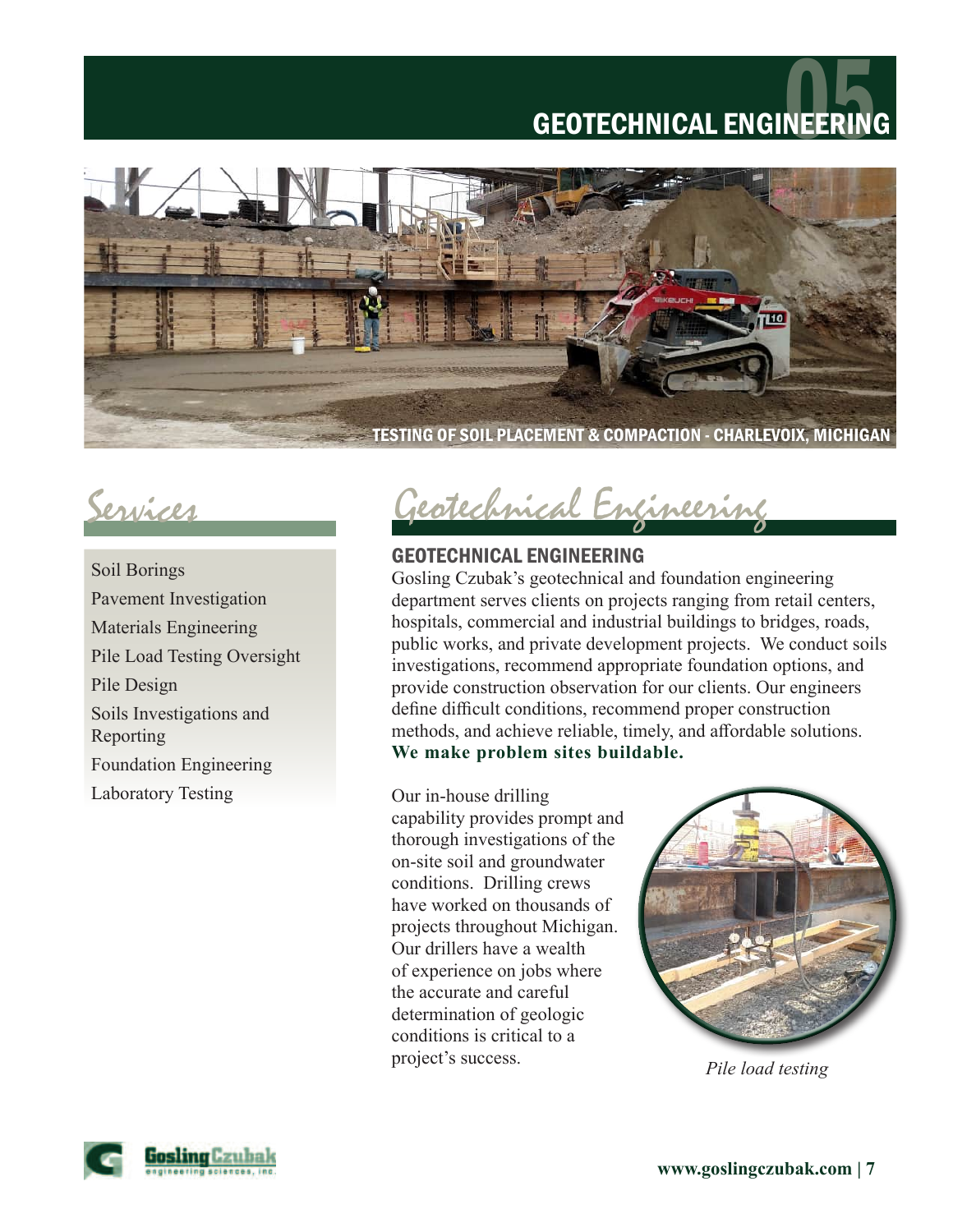# GEOTECHNICAL ENGINEERING

05

TESTING OF SOIL PLACEMENT & COMPACTION - CHARLEVOIX, MICHIGAN

## Services

- Soil Borings
- Pavement Investigation
- Materials Engineering
- Pile Load Testing Oversight
- Pile Design
- Soils Investigations and Reporting
- Foundation Engineering
- Laboratory Testing

## Geotechnical Engineering

### GEOTECHNICAL ENGINEERING

Gosling Czubak's geotechnical and foundation engineering department serves clients on projects ranging from retail centers, hospitals, commercial and industrial buildings to bridges, roads, public works, and private development projects. We conduct soils investigations, recommend appropriate foundation options, and provide construction observation for our clients. Our engineers define difficult conditions, recommend proper construction methods, and achieve reliable, timely, and affordable solutions. **We make problem sites buildable.**

Our in-house drilling capability provides prompt and thorough investigations of the on-site soil and groundwater conditions. Drilling crews have worked on thousands of projects throughout Michigan. Our drillers have a wealth of experience on jobs where the accurate and careful determination of geologic conditions is critical to a project's success.

*Pile load testing*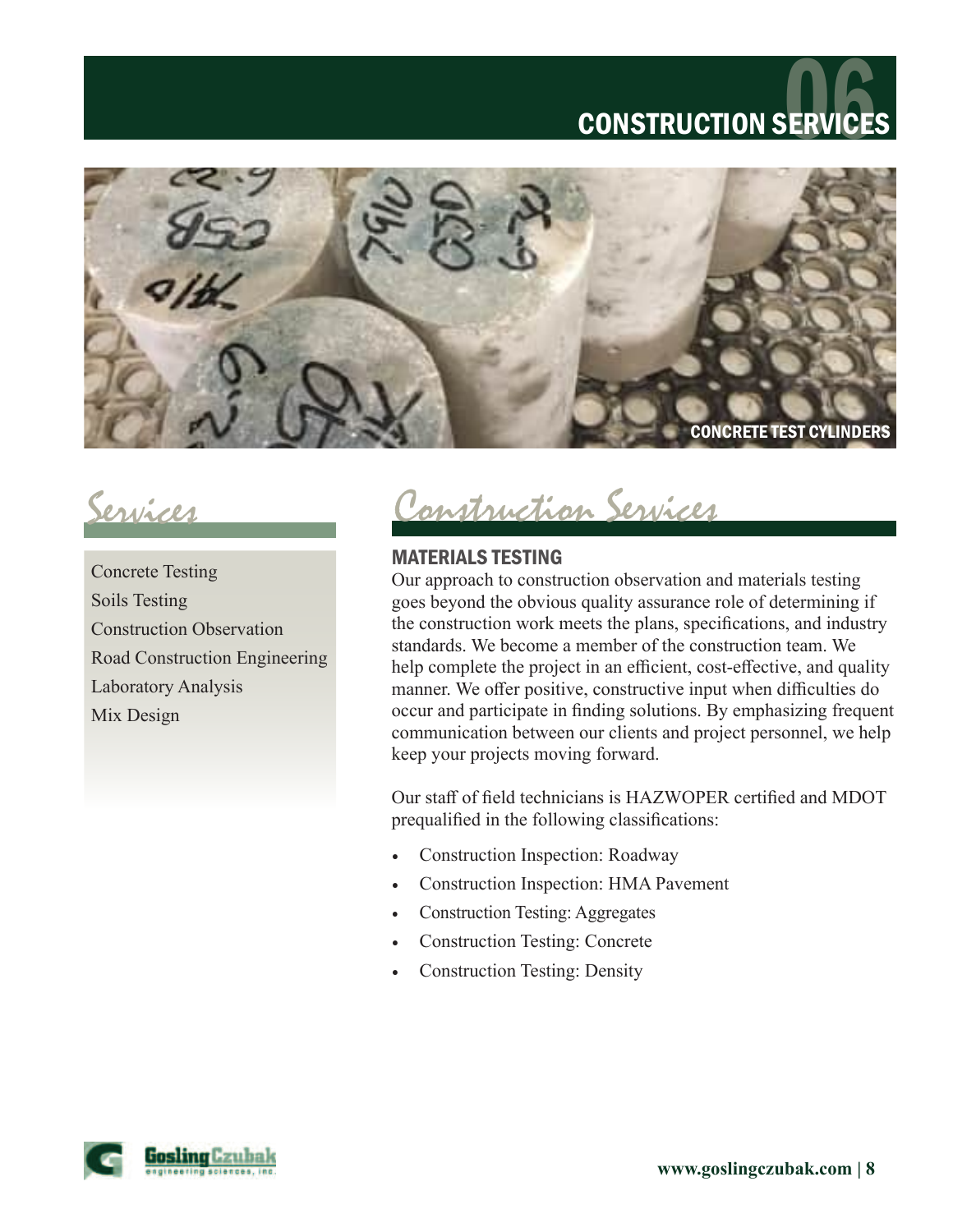# 06 CONSTRUCTION SERVICES

CONCRETE TEST CYLINDERS

## Services

Concrete Testing
Soils Testing
Construction Observation
Road Construction Engineering
Laboratory Analysis
Mix Design

## Construction Services

### MATERIALS TESTING

Our approach to construction observation and materials testing goes beyond the obvious quality assurance role of determining if the construction work meets the plans, specifications, and industry standards. We become a member of the construction team. We help complete the project in an efficient, cost-effective, and quality manner. We offer positive, constructive input when difficulties do occur and participate in finding solutions. By emphasizing frequent communication between our clients and project personnel, we help keep your projects moving forward.

Our staff of field technicians is HAZWOPER certified and MDOT prequalified in the following classifications:

- Construction Inspection: Roadway
- Construction Inspection: HMA Pavement
- Construction Testing: Aggregates
- Construction Testing: Concrete
- Construction Testing: Density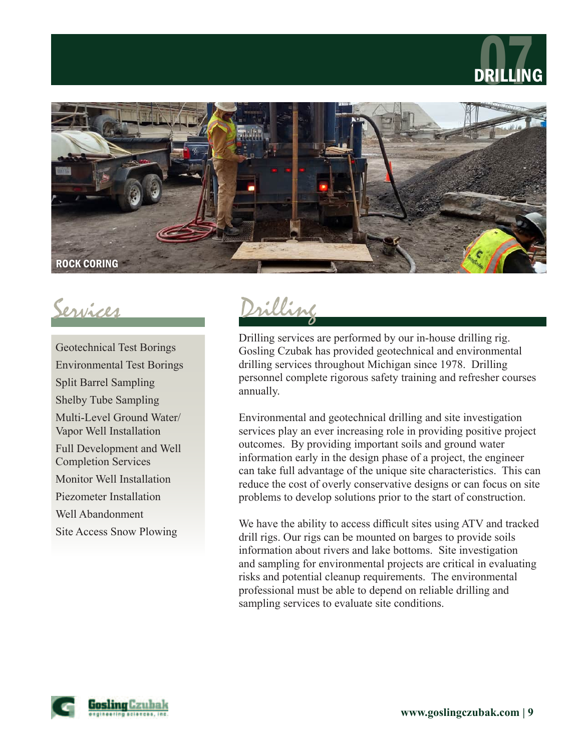# 07 DRILLING

ROCK CORING

## Services

- Geotechnical Test Borings
- Environmental Test Borings
- Split Barrel Sampling
- Shelby Tube Sampling
- Multi-Level Ground Water/ Vapor Well Installation
- Full Development and Well Completion Services
- Monitor Well Installation
- Piezometer Installation
- Well Abandonment
- Site Access Snow Plowing

## Drilling

Drilling services are performed by our in-house drilling rig. Gosling Czubak has provided geotechnical and environmental drilling services throughout Michigan since 1978. Drilling personnel complete rigorous safety training and refresher courses annually.

Environmental and geotechnical drilling and site investigation services play an ever increasing role in providing positive project outcomes. By providing important soils and ground water information early in the design phase of a project, the engineer can take full advantage of the unique site characteristics. This can reduce the cost of overly conservative designs or can focus on site problems to develop solutions prior to the start of construction.

We have the ability to access difficult sites using ATV and tracked drill rigs. Our rigs can be mounted on barges to provide soils information about rivers and lake bottoms. Site investigation and sampling for environmental projects are critical in evaluating risks and potential cleanup requirements. The environmental professional must be able to depend on reliable drilling and sampling services to evaluate site conditions.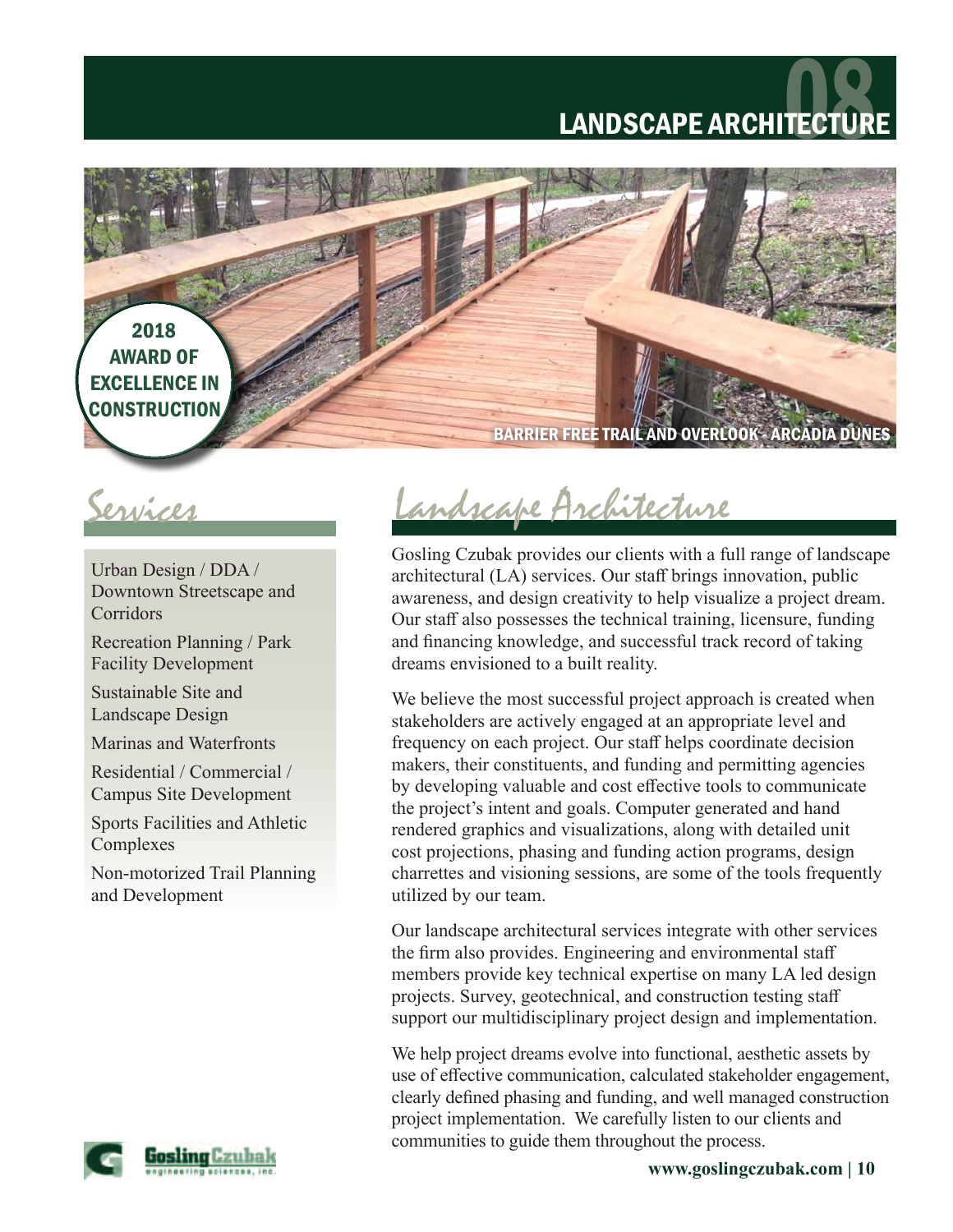# 08 LANDSCAPE ARCHITECTURE

2018 AWARD OF EXCELLENCE IN CONSTRUCTION

BARRIER FREE TRAIL AND OVERLOOK - ARCADIA DUNES

## Services

- Urban Design / DDA / Downtown Streetscape and Corridors
- Recreation Planning / Park Facility Development
- Sustainable Site and Landscape Design
- Marinas and Waterfronts
- Residential / Commercial / Campus Site Development
- Sports Facilities and Athletic Complexes
- Non-motorized Trail Planning and Development

## Landscape Architecture

Gosling Czubak provides our clients with a full range of landscape architectural (LA) services. Our staff brings innovation, public awareness, and design creativity to help visualize a project dream. Our staff also possesses the technical training, licensure, funding and financing knowledge, and successful track record of taking dreams envisioned to a built reality.

We believe the most successful project approach is created when stakeholders are actively engaged at an appropriate level and frequency on each project. Our staff helps coordinate decision makers, their constituents, and funding and permitting agencies by developing valuable and cost effective tools to communicate the project's intent and goals. Computer generated and hand rendered graphics and visualizations, along with detailed unit cost projections, phasing and funding action programs, design charrettes and visioning sessions, are some of the tools frequently utilized by our team.

Our landscape architectural services integrate with other services the firm also provides. Engineering and environmental staff members provide key technical expertise on many LA led design projects. Survey, geotechnical, and construction testing staff support our multidisciplinary project design and implementation.

We help project dreams evolve into functional, aesthetic assets by use of effective communication, calculated stakeholder engagement, clearly defined phasing and funding, and well managed construction project implementation. We carefully listen to our clients and communities to guide them throughout the process.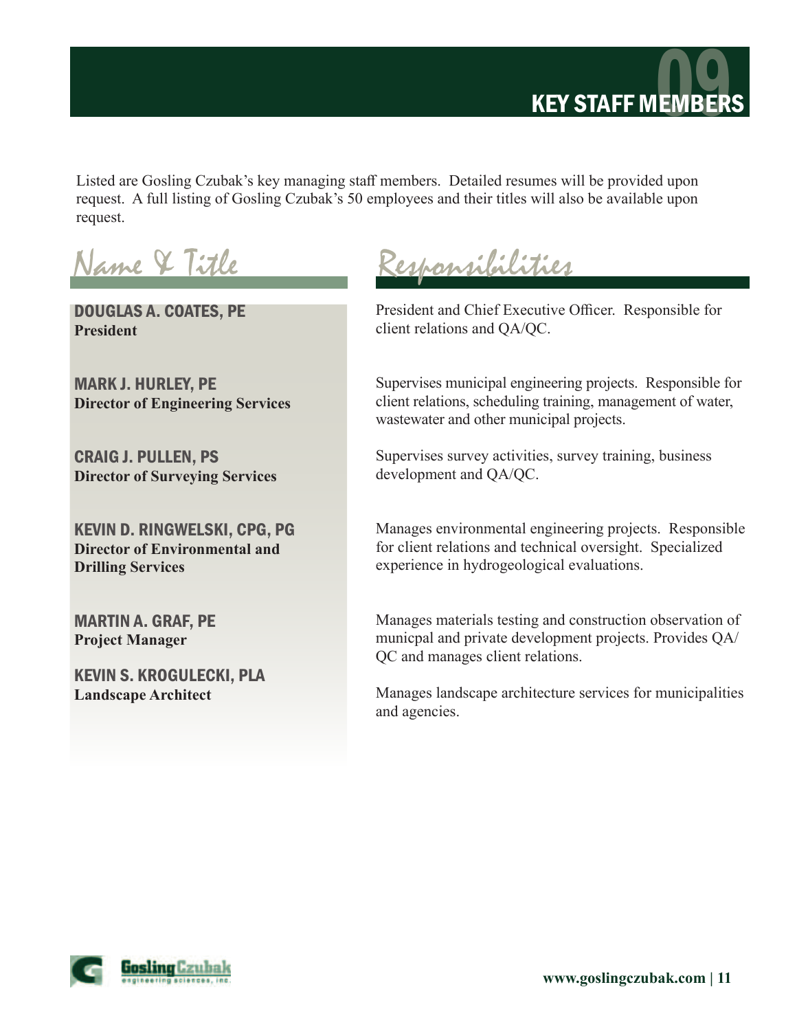# 09 KEY STAFF MEMBERS

Listed are Gosling Czubak's key managing staff members. Detailed resumes will be provided upon request. A full listing of Gosling Czubak's 50 employees and their titles will also be available upon request.

| Name & Title | Responsibilities |
|---|---|
| **DOUGLAS A. COATES, PE**<br>**President** | President and Chief Executive Officer. Responsible for client relations and QA/QC. |
| **MARK J. HURLEY, PE**<br>**Director of Engineering Services** | Supervises municipal engineering projects. Responsible for client relations, scheduling training, management of water, wastewater and other municipal projects. |
| **CRAIG J. PULLEN, PS**<br>**Director of Surveying Services** | Supervises survey activities, survey training, business development and QA/QC. |
| **KEVIN D. RINGWELSKI, CPG, PG**<br>**Director of Environmental and Drilling Services** | Manages environmental engineering projects. Responsible for client relations and technical oversight. Specialized experience in hydrogeological evaluations. |
| **MARTIN A. GRAF, PE**<br>**Project Manager** | Manages materials testing and construction observation of municpal and private development projects. Provides QA/QC and manages client relations. |
| **KEVIN S. KROGULECKI, PLA**<br>**Landscape Architect** | Manages landscape architecture services for municipalities and agencies. |

Gosling Czubak engineering sciences, inc.

www.goslingczubak.com